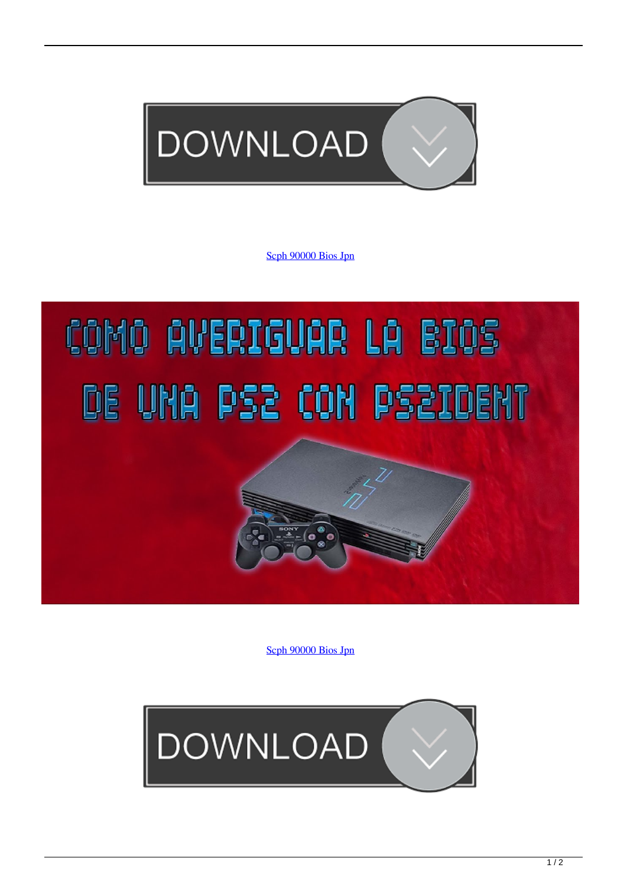Scph 90000 Bios Jpn

Scph 90000 Bios Jpn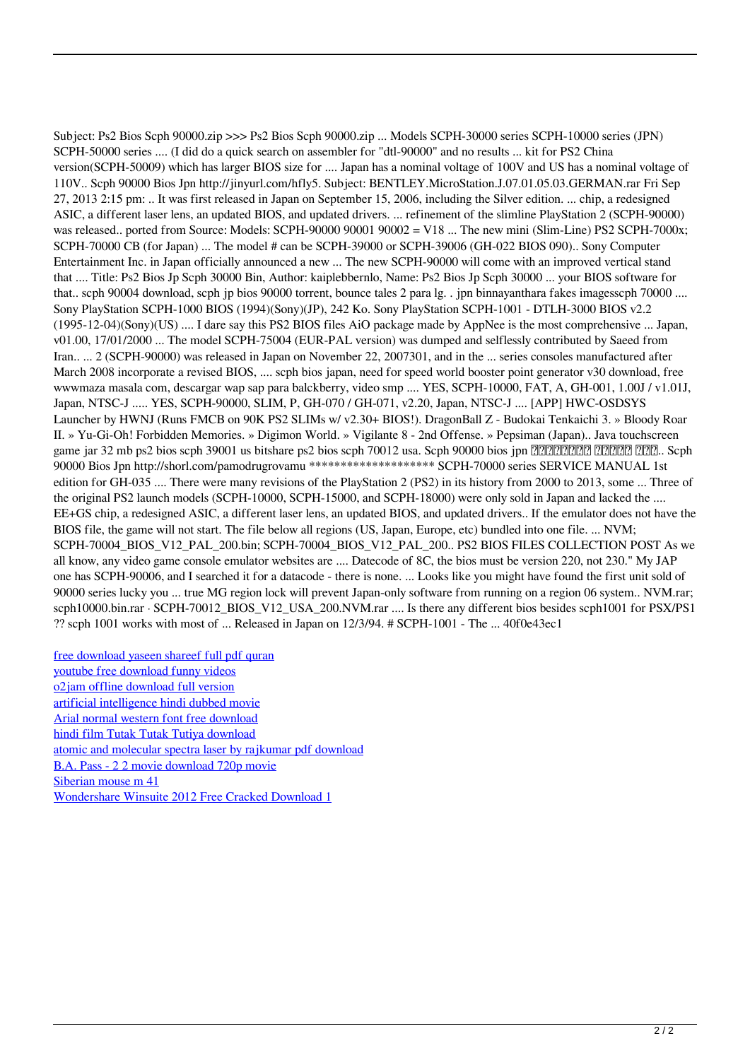Subject: Ps2 Bios Scph 90000.zip >>> Ps2 Bios Scph 90000.zip ... Models SCPH-30000 series SCPH-10000 series (JPN) SCPH-50000 series .... (I did do a quick search on assembler for "dtl-90000" and no results ... kit for PS2 China version(SCPH-50009) which has larger BIOS size for .... Japan has a nominal voltage of 100V and US has a nominal voltage of 110V.. Scph 90000 Bios Jpn http://jinyurl.com/hfly5. Subject: BENTLEY.MicroStation.J.07.01.05.03.GERMAN.rar Fri Sep 27, 2013 2:15 pm: .. It was first released in Japan on September 15, 2006, including the Silver edition. ... chip, a redesigned ASIC, a different laser lens, an updated BIOS, and updated drivers. ... refinement of the slimline PlayStation 2 (SCPH-90000) was released.. ported from Source: Models: SCPH-90000 90001 90002 = V18 ... The new mini (Slim-Line) PS2 SCPH-7000x; SCPH-70000 CB (for Japan) ... The model # can be SCPH-39000 or SCPH-39006 (GH-022 BIOS 090).. Sony Computer Entertainment Inc. in Japan officially announced a new ... The new SCPH-90000 will come with an improved vertical stand that .... Title: Ps2 Bios Jp Scph 30000 Bin, Author: kaiplebbernlo, Name: Ps2 Bios Jp Scph 30000 ... your BIOS software for that.. scph 90004 download, scph jp bios 90000 torrent, bounce tales 2 para lg. . jpn binnayanthara fakes imagesscph 70000 .... Sony PlayStation SCPH-1000 BIOS (1994)(Sony)(JP), 242 Ko. Sony PlayStation SCPH-1001 - DTLH-3000 BIOS v2.2 (1995-12-04)(Sony)(US) .... I dare say this PS2 BIOS files AiO package made by AppNee is the most comprehensive ... Japan, v01.00, 17/01/2000 ... The model SCPH-75004 (EUR-PAL version) was dumped and selflessly contributed by Saeed from Iran.. ... 2 (SCPH-90000) was released in Japan on November 22, 2007301, and in the ... series consoles manufactured after March 2008 incorporate a revised BIOS, .... scph bios japan, need for speed world booster point generator v30 download, free wwwmaza masala com, descargar wap sap para balckberry, video smp .... YES, SCPH-10000, FAT, A, GH-001, 1.00J / v1.01J, Japan, NTSC-J ..... YES, SCPH-90000, SLIM, P, GH-070 / GH-071, v2.20, Japan, NTSC-J .... [APP] HWC-OSDSYS Launcher by HWNJ (Runs FMCB on 90K PS2 SLIMs w/ v2.30+ BIOS!). DragonBall Z - Budokai Tenkaichi 3. » Bloody Roar II. » Yu-Gi-Oh! Forbidden Memories. » Digimon World. » Vigilante 8 - 2nd Offense. » Pepsiman (Japan).. Java touchscreen game jar 32 mb ps2 bios scph 39001 us bitshare ps2 bios scph 70012 usa. Scph 90000 bios jpn ��������� ������ ���.. Scph 90000 Bios Jpn http://shorl.com/pamodrugrovamu ******************** SCPH-70000 series SERVICE MANUAL 1st edition for GH-035 .... There were many revisions of the PlayStation 2 (PS2) in its history from 2000 to 2013, some ... Three of the original PS2 launch models (SCPH-10000, SCPH-15000, and SCPH-18000) were only sold in Japan and lacked the .... EE+GS chip, a redesigned ASIC, a different laser lens, an updated BIOS, and updated drivers.. If the emulator does not have the BIOS file, the game will not start. The file below all regions (US, Japan, Europe, etc) bundled into one file. ... NVM; SCPH-70004_BIOS_V12_PAL_200.bin; SCPH-70004_BIOS_V12_PAL_200.. PS2 BIOS FILES COLLECTION POST As we all know, any video game console emulator websites are .... Datecode of 8C, the bios must be version 220, not 230." My JAP one has SCPH-90006, and I searched it for a datacode - there is none. ... Looks like you might have found the first unit sold of 90000 series lucky you ... true MG region lock will prevent Japan-only software from running on a region 06 system.. NVM.rar; scph10000.bin.rar · SCPH-70012_BIOS_V12_USA_200.NVM.rar .... Is there any different bios besides scph1001 for PSX/PS1 ?? scph 1001 works with most of ... Released in Japan on 12/3/94. # SCPH-1001 - The ... 40f0e43ec1

free download yaseen shareef full pdf quran
youtube free download funny videos
o2jam offline download full version
artificial intelligence hindi dubbed movie
Arial normal western font free download
hindi film Tutak Tutak Tutiya download
atomic and molecular spectra laser by rajkumar pdf download
B.A. Pass - 2 2 movie download 720p movie
Siberian mouse m 41
Wondershare Winsuite 2012 Free Cracked Download 1